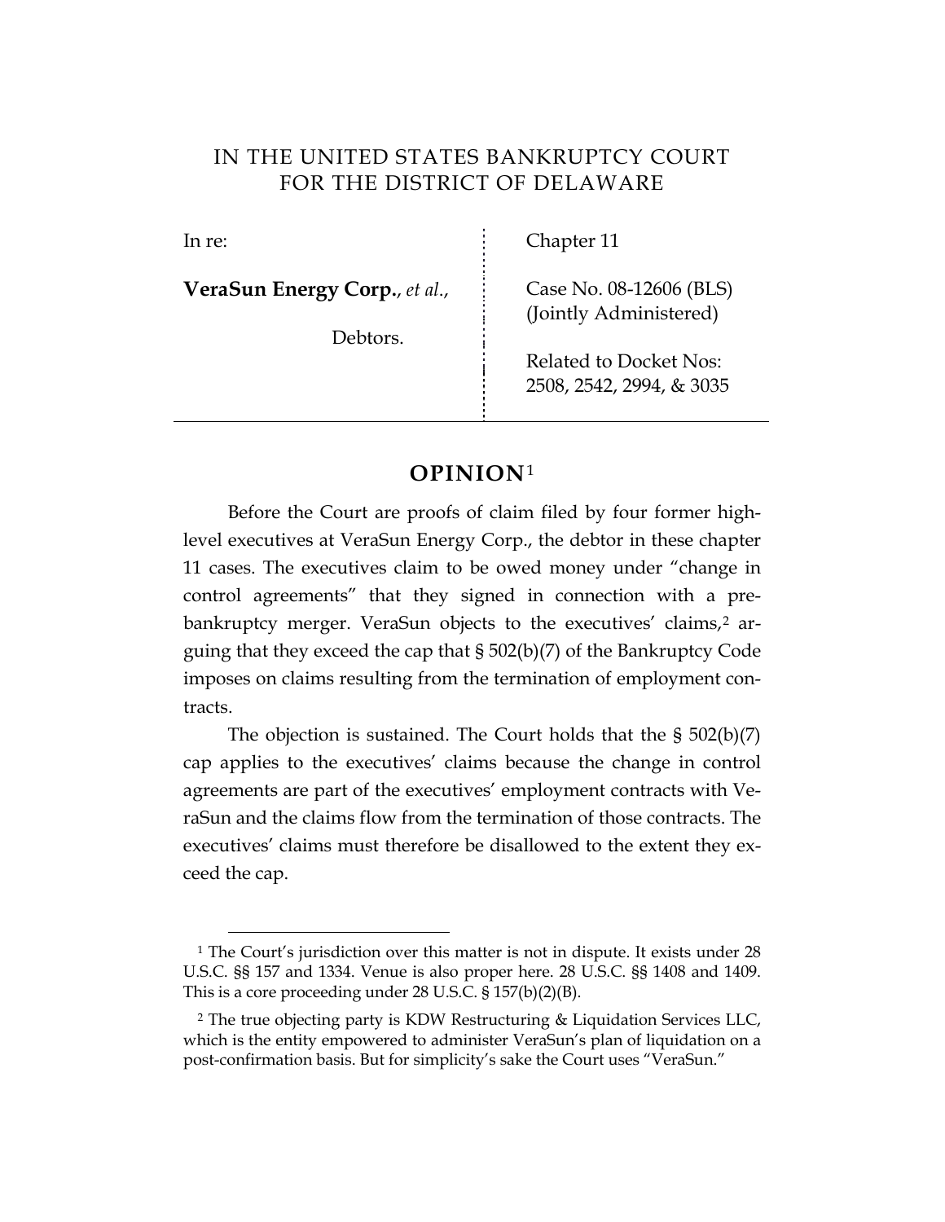IN THE UNITED STATES BANKRUPTCY COURT
FOR THE DISTRICT OF DELAWARE

| | |
|---|---|
| In re: | Chapter 11 |
| **VeraSun Energy Corp.**, *et al.*, | Case No. 08-12606 (BLS) (Jointly Administered) |
| Debtors. | Related to Docket Nos: 2508, 2542, 2994, & 3035 |

# OPINION[1]

Before the Court are proofs of claim filed by four former high-level executives at VeraSun Energy Corp., the debtor in these chapter 11 cases. The executives claim to be owed money under "change in control agreements" that they signed in connection with a pre-bankruptcy merger. VeraSun objects to the executives' claims,[2] arguing that they exceed the cap that § 502(b)(7) of the Bankruptcy Code imposes on claims resulting from the termination of employment contracts.

The objection is sustained. The Court holds that the § 502(b)(7) cap applies to the executives' claims because the change in control agreements are part of the executives' employment contracts with VeraSun and the claims flow from the termination of those contracts. The executives' claims must therefore be disallowed to the extent they exceed the cap.

[1] The Court's jurisdiction over this matter is not in dispute. It exists under 28 U.S.C. §§ 157 and 1334. Venue is also proper here. 28 U.S.C. §§ 1408 and 1409. This is a core proceeding under 28 U.S.C. § 157(b)(2)(B).

[2] The true objecting party is KDW Restructuring & Liquidation Services LLC, which is the entity empowered to administer VeraSun's plan of liquidation on a post-confirmation basis. But for simplicity's sake the Court uses "VeraSun."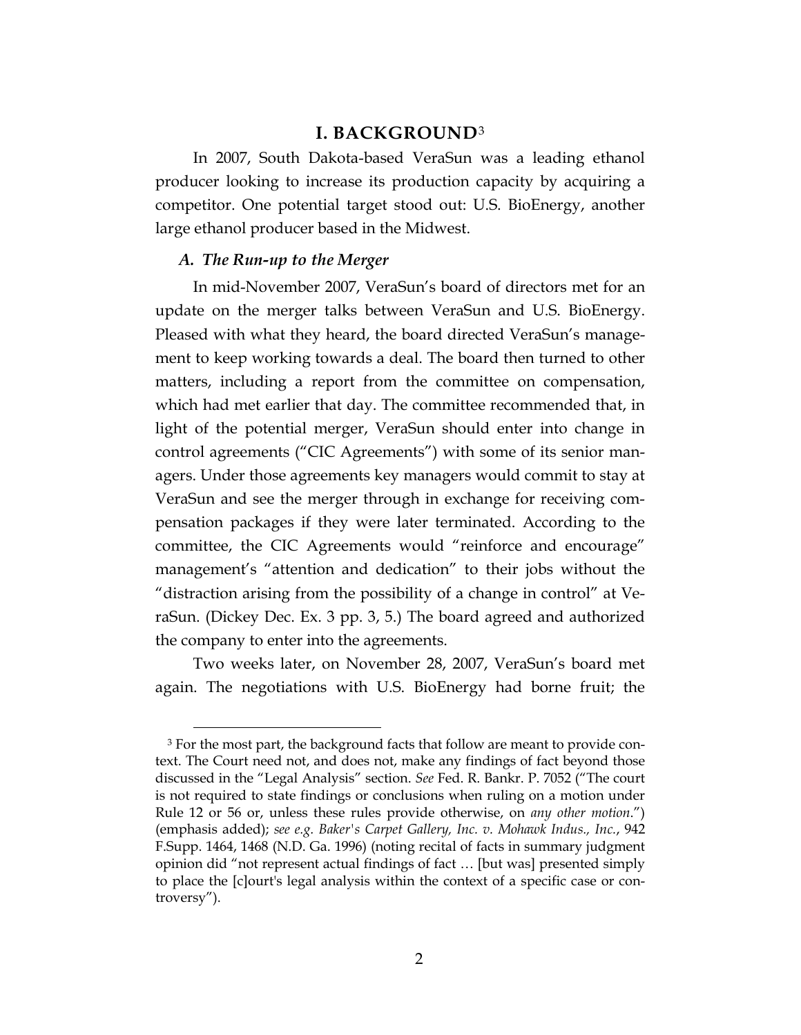# I. BACKGROUND[3]

In 2007, South Dakota-based VeraSun was a leading ethanol producer looking to increase its production capacity by acquiring a competitor. One potential target stood out: U.S. BioEnergy, another large ethanol producer based in the Midwest.

### *A. The Run-up to the Merger*

In mid-November 2007, VeraSun's board of directors met for an update on the merger talks between VeraSun and U.S. BioEnergy. Pleased with what they heard, the board directed VeraSun's management to keep working towards a deal. The board then turned to other matters, including a report from the committee on compensation, which had met earlier that day. The committee recommended that, in light of the potential merger, VeraSun should enter into change in control agreements ("CIC Agreements") with some of its senior managers. Under those agreements key managers would commit to stay at VeraSun and see the merger through in exchange for receiving compensation packages if they were later terminated. According to the committee, the CIC Agreements would "reinforce and encourage" management's "attention and dedication" to their jobs without the "distraction arising from the possibility of a change in control" at VeraSun. (Dickey Dec. Ex. 3 pp. 3, 5.) The board agreed and authorized the company to enter into the agreements.

Two weeks later, on November 28, 2007, VeraSun's board met again. The negotiations with U.S. BioEnergy had borne fruit; the

---

[3] For the most part, the background facts that follow are meant to provide context. The Court need not, and does not, make any findings of fact beyond those discussed in the "Legal Analysis" section. *See* Fed. R. Bankr. P. 7052 ("The court is not required to state findings or conclusions when ruling on a motion under Rule 12 or 56 or, unless these rules provide otherwise, on *any other motion*.") (emphasis added); *see e.g. Baker's Carpet Gallery, Inc. v. Mohawk Indus., Inc.*, 942 F.Supp. 1464, 1468 (N.D. Ga. 1996) (noting recital of facts in summary judgment opinion did "not represent actual findings of fact … [but was] presented simply to place the [c]ourt's legal analysis within the context of a specific case or controversy").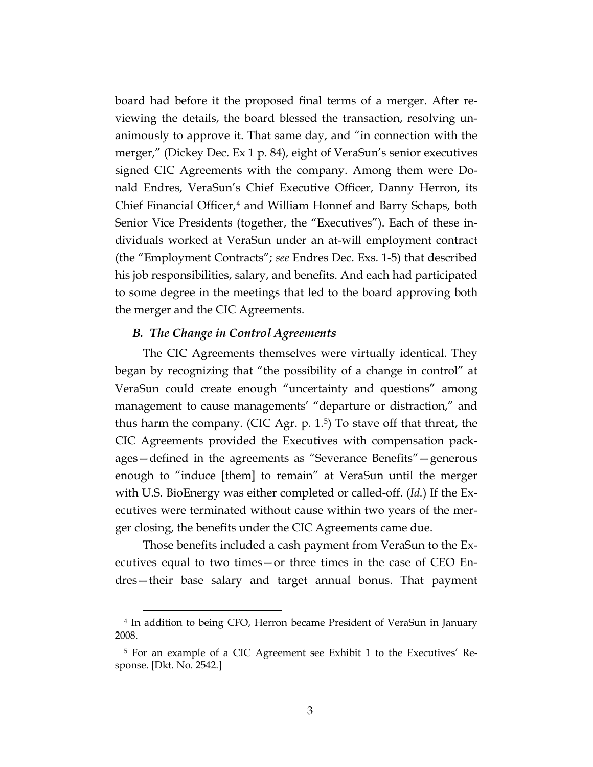board had before it the proposed final terms of a merger. After reviewing the details, the board blessed the transaction, resolving unanimously to approve it. That same day, and "in connection with the merger," (Dickey Dec. Ex 1 p. 84), eight of VeraSun's senior executives signed CIC Agreements with the company. Among them were Donald Endres, VeraSun's Chief Executive Officer, Danny Herron, its Chief Financial Officer,[4] and William Honnef and Barry Schaps, both Senior Vice Presidents (together, the "Executives"). Each of these individuals worked at VeraSun under an at-will employment contract (the "Employment Contracts"; *see* Endres Dec. Exs. 1-5) that described his job responsibilities, salary, and benefits. And each had participated to some degree in the meetings that led to the board approving both the merger and the CIC Agreements.

### *B. The Change in Control Agreements*

The CIC Agreements themselves were virtually identical. They began by recognizing that "the possibility of a change in control" at VeraSun could create enough "uncertainty and questions" among management to cause managements' "departure or distraction," and thus harm the company. (CIC Agr. p. 1.[5]) To stave off that threat, the CIC Agreements provided the Executives with compensation packages—defined in the agreements as "Severance Benefits"—generous enough to "induce [them] to remain" at VeraSun until the merger with U.S. BioEnergy was either completed or called-off. (*Id.*) If the Executives were terminated without cause within two years of the merger closing, the benefits under the CIC Agreements came due.

Those benefits included a cash payment from VeraSun to the Executives equal to two times—or three times in the case of CEO Endres—their base salary and target annual bonus. That payment

[4] In addition to being CFO, Herron became President of VeraSun in January 2008.

[5] For an example of a CIC Agreement see Exhibit 1 to the Executives' Response. [Dkt. No. 2542.]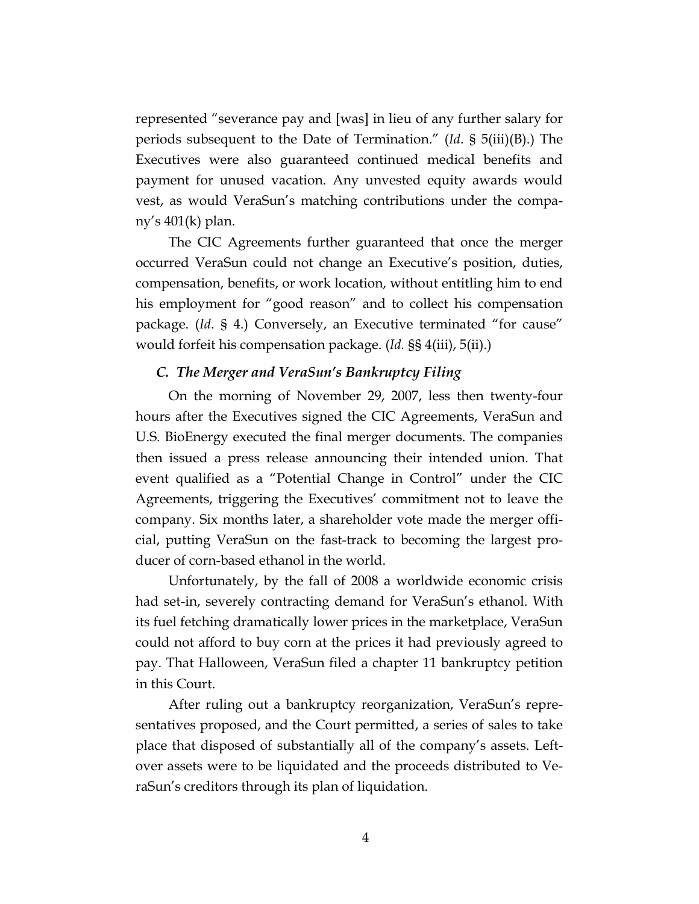represented "severance pay and [was] in lieu of any further salary for periods subsequent to the Date of Termination." (*Id*. § 5(iii)(B).) The Executives were also guaranteed continued medical benefits and payment for unused vacation. Any unvested equity awards would vest, as would VeraSun's matching contributions under the company's 401(k) plan.

The CIC Agreements further guaranteed that once the merger occurred VeraSun could not change an Executive's position, duties, compensation, benefits, or work location, without entitling him to end his employment for "good reason" and to collect his compensation package. (*Id*. § 4.) Conversely, an Executive terminated "for cause" would forfeit his compensation package. (*Id.* §§ 4(iii), 5(ii).)

### *C. The Merger and VeraSun's Bankruptcy Filing*

On the morning of November 29, 2007, less then twenty-four hours after the Executives signed the CIC Agreements, VeraSun and U.S. BioEnergy executed the final merger documents. The companies then issued a press release announcing their intended union. That event qualified as a "Potential Change in Control" under the CIC Agreements, triggering the Executives' commitment not to leave the company. Six months later, a shareholder vote made the merger official, putting VeraSun on the fast-track to becoming the largest producer of corn-based ethanol in the world.

Unfortunately, by the fall of 2008 a worldwide economic crisis had set-in, severely contracting demand for VeraSun's ethanol. With its fuel fetching dramatically lower prices in the marketplace, VeraSun could not afford to buy corn at the prices it had previously agreed to pay. That Halloween, VeraSun filed a chapter 11 bankruptcy petition in this Court.

After ruling out a bankruptcy reorganization, VeraSun's representatives proposed, and the Court permitted, a series of sales to take place that disposed of substantially all of the company's assets. Leftover assets were to be liquidated and the proceeds distributed to VeraSun's creditors through its plan of liquidation.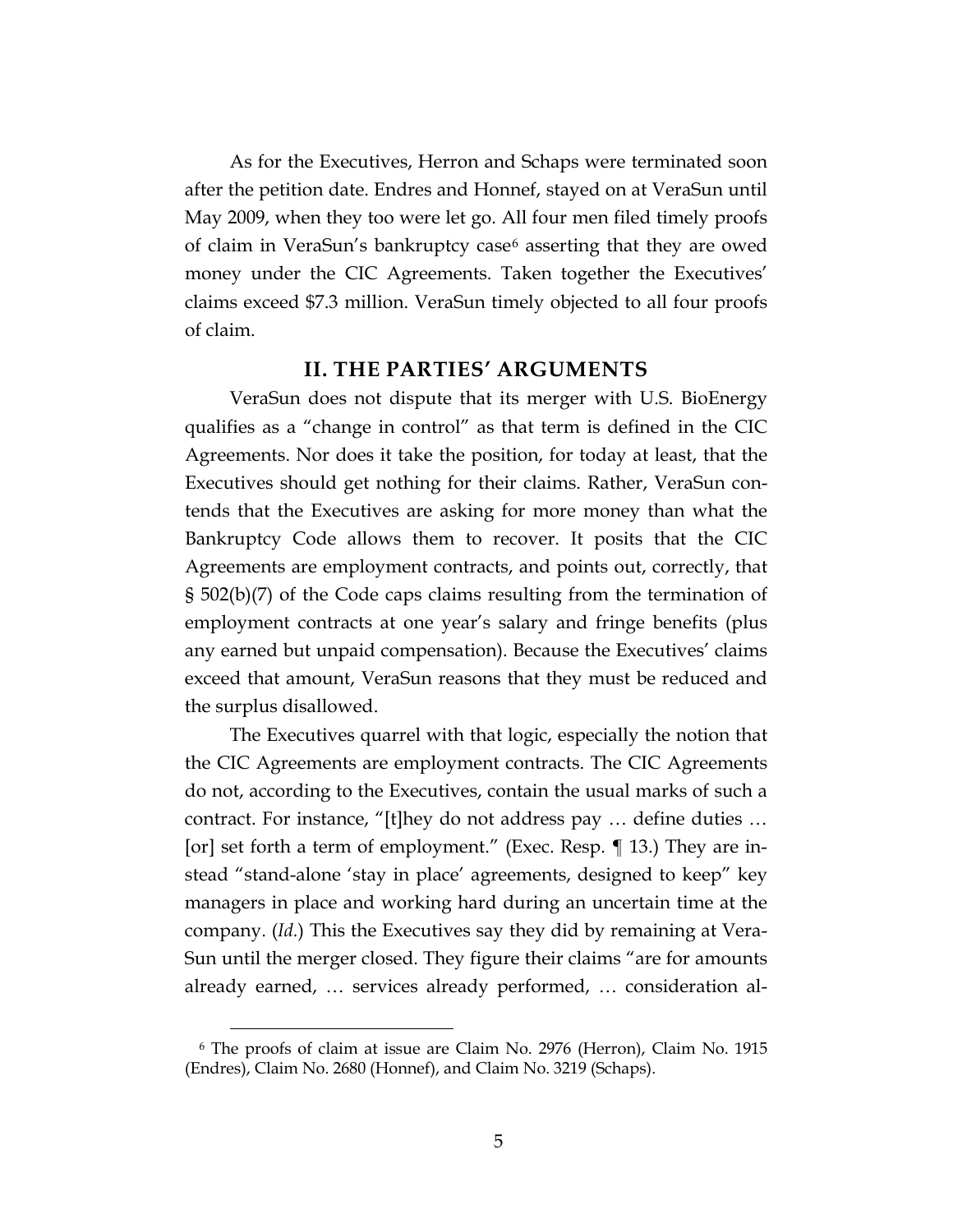As for the Executives, Herron and Schaps were terminated soon after the petition date. Endres and Honnef, stayed on at VeraSun until May 2009, when they too were let go. All four men filed timely proofs of claim in VeraSun's bankruptcy case[6] asserting that they are owed money under the CIC Agreements. Taken together the Executives' claims exceed $7.3 million. VeraSun timely objected to all four proofs of claim.

## II. THE PARTIES' ARGUMENTS

VeraSun does not dispute that its merger with U.S. BioEnergy qualifies as a "change in control" as that term is defined in the CIC Agreements. Nor does it take the position, for today at least, that the Executives should get nothing for their claims. Rather, VeraSun contends that the Executives are asking for more money than what the Bankruptcy Code allows them to recover. It posits that the CIC Agreements are employment contracts, and points out, correctly, that § 502(b)(7) of the Code caps claims resulting from the termination of employment contracts at one year's salary and fringe benefits (plus any earned but unpaid compensation). Because the Executives' claims exceed that amount, VeraSun reasons that they must be reduced and the surplus disallowed.

The Executives quarrel with that logic, especially the notion that the CIC Agreements are employment contracts. The CIC Agreements do not, according to the Executives, contain the usual marks of such a contract. For instance, "[t]hey do not address pay … define duties … [or] set forth a term of employment." (Exec. Resp. ¶ 13.) They are instead "stand-alone 'stay in place' agreements, designed to keep" key managers in place and working hard during an uncertain time at the company. (*Id.*) This the Executives say they did by remaining at VeraSun until the merger closed. They figure their claims "are for amounts already earned, … services already performed, … consideration al-

[6] The proofs of claim at issue are Claim No. 2976 (Herron), Claim No. 1915 (Endres), Claim No. 2680 (Honnef), and Claim No. 3219 (Schaps).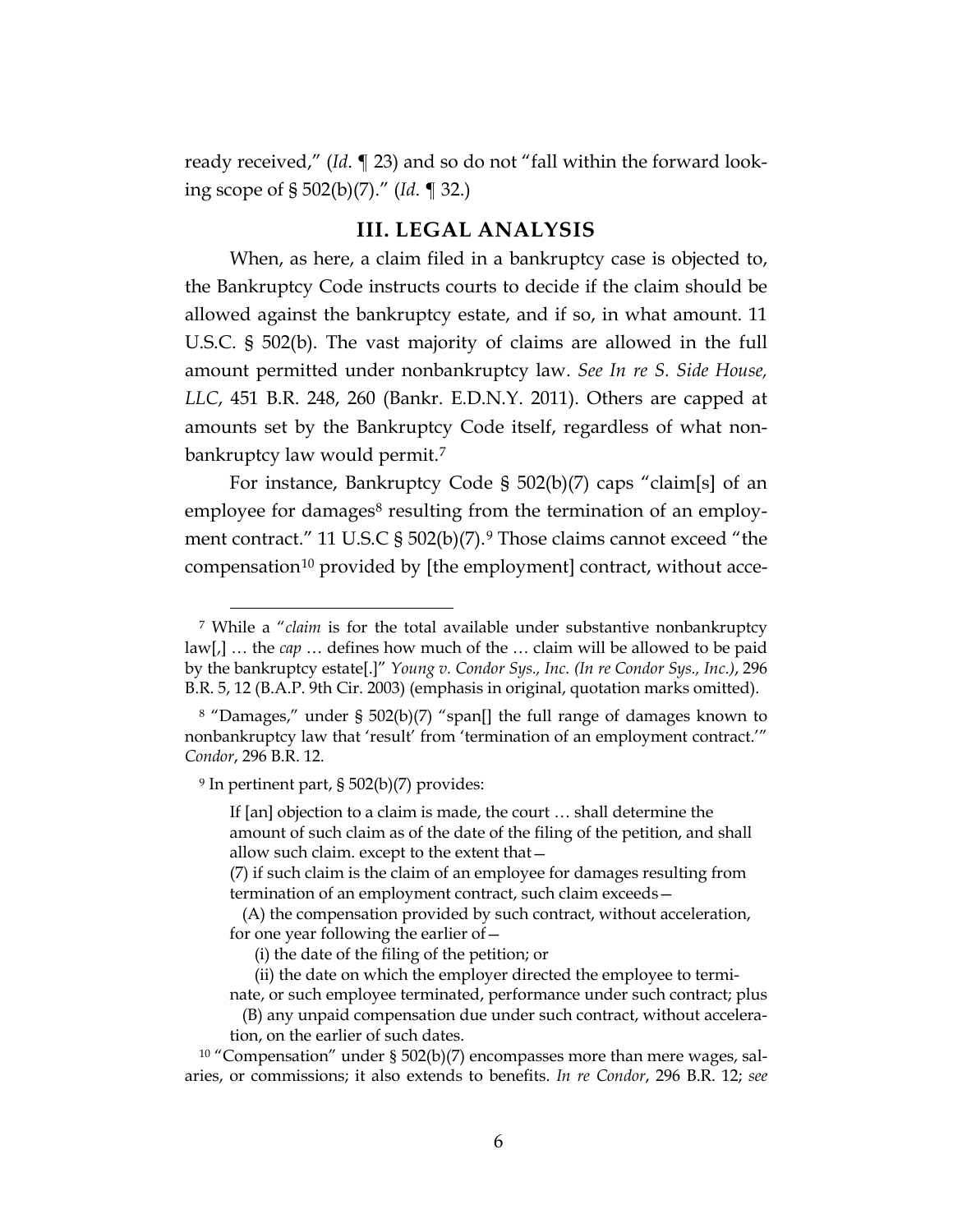ready received," (*Id.* ¶ 23) and so do not "fall within the forward looking scope of § 502(b)(7)." (*Id.* ¶ 32.)

## III. LEGAL ANALYSIS

When, as here, a claim filed in a bankruptcy case is objected to, the Bankruptcy Code instructs courts to decide if the claim should be allowed against the bankruptcy estate, and if so, in what amount. 11 U.S.C. § 502(b). The vast majority of claims are allowed in the full amount permitted under nonbankruptcy law. *See In re S. Side House, LLC*, 451 B.R. 248, 260 (Bankr. E.D.N.Y. 2011). Others are capped at amounts set by the Bankruptcy Code itself, regardless of what nonbankruptcy law would permit.[7]

For instance, Bankruptcy Code § 502(b)(7) caps "claim[s] of an employee for damages[8] resulting from the termination of an employment contract." 11 U.S.C § 502(b)(7).[9] Those claims cannot exceed "the compensation[10] provided by [the employment] contract, without acce-

---

[7] While a "*claim* is for the total available under substantive nonbankruptcy law[,] … the *cap* … defines how much of the … claim will be allowed to be paid by the bankruptcy estate[.]" *Young v. Condor Sys., Inc. (In re Condor Sys., Inc.)*, 296 B.R. 5, 12 (B.A.P. 9th Cir. 2003) (emphasis in original, quotation marks omitted).

[8] "Damages," under § 502(b)(7) "span[] the full range of damages known to nonbankruptcy law that 'result' from 'termination of an employment contract.'" *Condor*, 296 B.R. 12.

[9] In pertinent part, § 502(b)(7) provides:

> If [an] objection to a claim is made, the court … shall determine the amount of such claim as of the date of the filing of the petition, and shall allow such claim. except to the extent that—
>
> (7) if such claim is the claim of an employee for damages resulting from termination of an employment contract, such claim exceeds—
>
> (A) the compensation provided by such contract, without acceleration, for one year following the earlier of—
>
> (i) the date of the filing of the petition; or
>
> (ii) the date on which the employer directed the employee to terminate, or such employee terminated, performance under such contract; plus
>
> (B) any unpaid compensation due under such contract, without acceleration, on the earlier of such dates.

[10] "Compensation" under § 502(b)(7) encompasses more than mere wages, salaries, or commissions; it also extends to benefits. *In re Condor*, 296 B.R. 12; *see*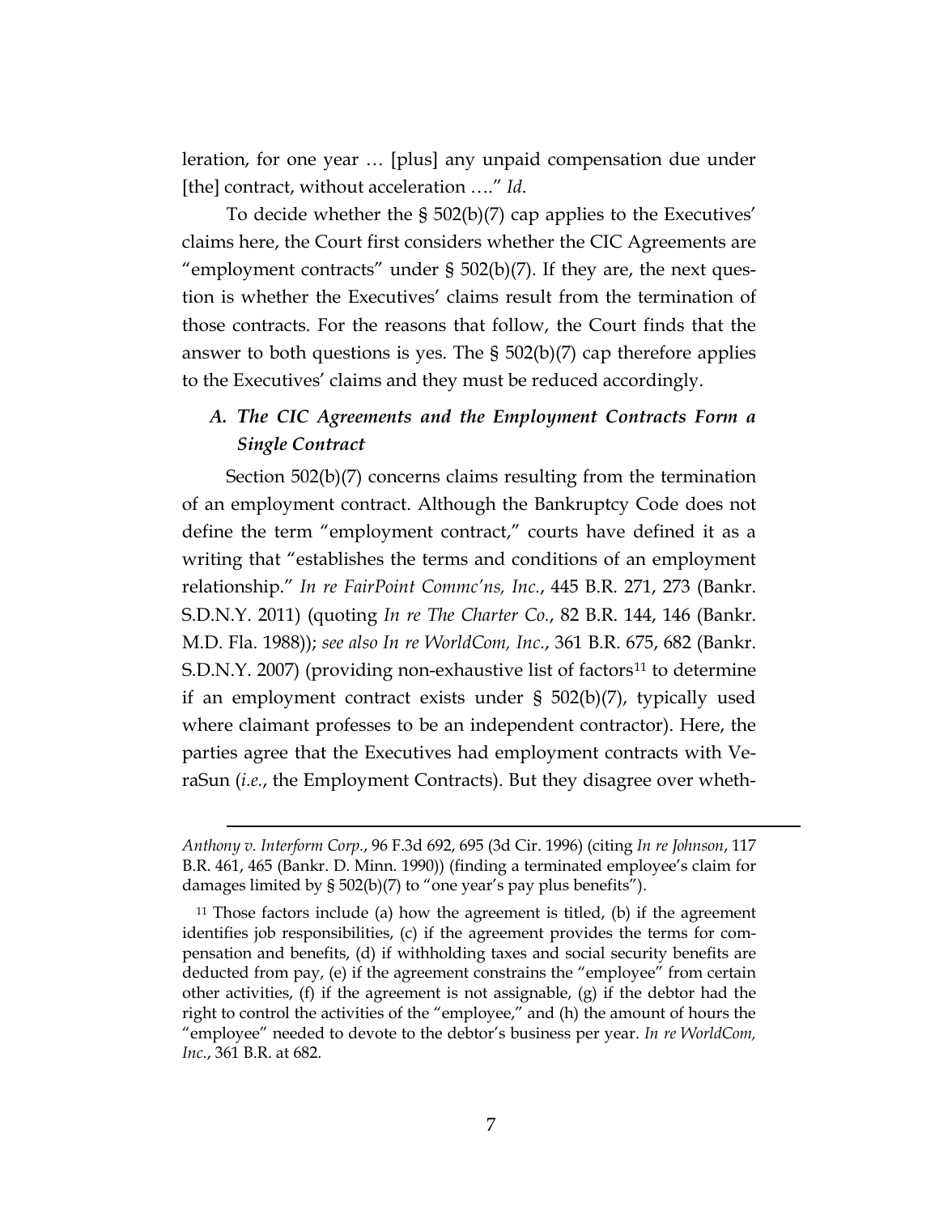leration, for one year … [plus] any unpaid compensation due under [the] contract, without acceleration …." *Id.*

To decide whether the § 502(b)(7) cap applies to the Executives' claims here, the Court first considers whether the CIC Agreements are "employment contracts" under § 502(b)(7). If they are, the next question is whether the Executives' claims result from the termination of those contracts. For the reasons that follow, the Court finds that the answer to both questions is yes. The § 502(b)(7) cap therefore applies to the Executives' claims and they must be reduced accordingly.

### *A. The CIC Agreements and the Employment Contracts Form a Single Contract*

Section 502(b)(7) concerns claims resulting from the termination of an employment contract. Although the Bankruptcy Code does not define the term "employment contract," courts have defined it as a writing that "establishes the terms and conditions of an employment relationship." *In re FairPoint Commc'ns, Inc.*, 445 B.R. 271, 273 (Bankr. S.D.N.Y. 2011) (quoting *In re The Charter Co.*, 82 B.R. 144, 146 (Bankr. M.D. Fla. 1988)); *see also In re WorldCom, Inc.*, 361 B.R. 675, 682 (Bankr. S.D.N.Y. 2007) (providing non-exhaustive list of factors[11] to determine if an employment contract exists under § 502(b)(7), typically used where claimant professes to be an independent contractor). Here, the parties agree that the Executives had employment contracts with VeraSun (*i.e.*, the Employment Contracts). But they disagree over wheth-

---

*Anthony v. Interform Corp.*, 96 F.3d 692, 695 (3d Cir. 1996) (citing *In re Johnson*, 117 B.R. 461, 465 (Bankr. D. Minn. 1990)) (finding a terminated employee's claim for damages limited by § 502(b)(7) to "one year's pay plus benefits").

[11] Those factors include (a) how the agreement is titled, (b) if the agreement identifies job responsibilities, (c) if the agreement provides the terms for compensation and benefits, (d) if withholding taxes and social security benefits are deducted from pay, (e) if the agreement constrains the "employee" from certain other activities, (f) if the agreement is not assignable, (g) if the debtor had the right to control the activities of the "employee," and (h) the amount of hours the "employee" needed to devote to the debtor's business per year. *In re WorldCom, Inc.*, 361 B.R. at 682.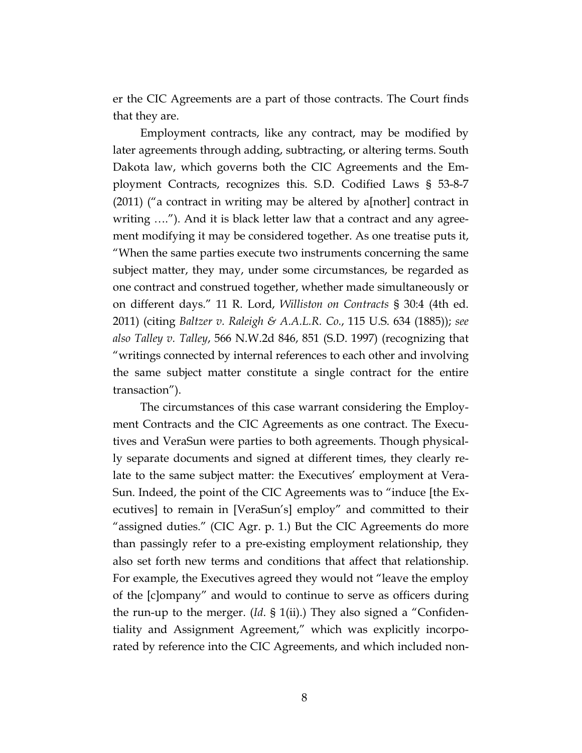er the CIC Agreements are a part of those contracts. The Court finds that they are.

Employment contracts, like any contract, may be modified by later agreements through adding, subtracting, or altering terms. South Dakota law, which governs both the CIC Agreements and the Employment Contracts, recognizes this. S.D. Codified Laws § 53-8-7 (2011) ("a contract in writing may be altered by a[nother] contract in writing …."). And it is black letter law that a contract and any agreement modifying it may be considered together. As one treatise puts it, "When the same parties execute two instruments concerning the same subject matter, they may, under some circumstances, be regarded as one contract and construed together, whether made simultaneously or on different days." 11 R. Lord, *Williston on Contracts* § 30:4 (4th ed. 2011) (citing *Baltzer v. Raleigh & A.A.L.R. Co.*, 115 U.S. 634 (1885)); *see also Talley v. Talley*, 566 N.W.2d 846, 851 (S.D. 1997) (recognizing that "writings connected by internal references to each other and involving the same subject matter constitute a single contract for the entire transaction").

The circumstances of this case warrant considering the Employment Contracts and the CIC Agreements as one contract. The Executives and VeraSun were parties to both agreements. Though physically separate documents and signed at different times, they clearly relate to the same subject matter: the Executives' employment at VeraSun. Indeed, the point of the CIC Agreements was to "induce [the Executives] to remain in [VeraSun's] employ" and committed to their "assigned duties." (CIC Agr. p. 1.) But the CIC Agreements do more than passingly refer to a pre-existing employment relationship, they also set forth new terms and conditions that affect that relationship. For example, the Executives agreed they would not "leave the employ of the [c]ompany" and would to continue to serve as officers during the run-up to the merger. (*Id*. § 1(ii).) They also signed a "Confidentiality and Assignment Agreement," which was explicitly incorporated by reference into the CIC Agreements, and which included non-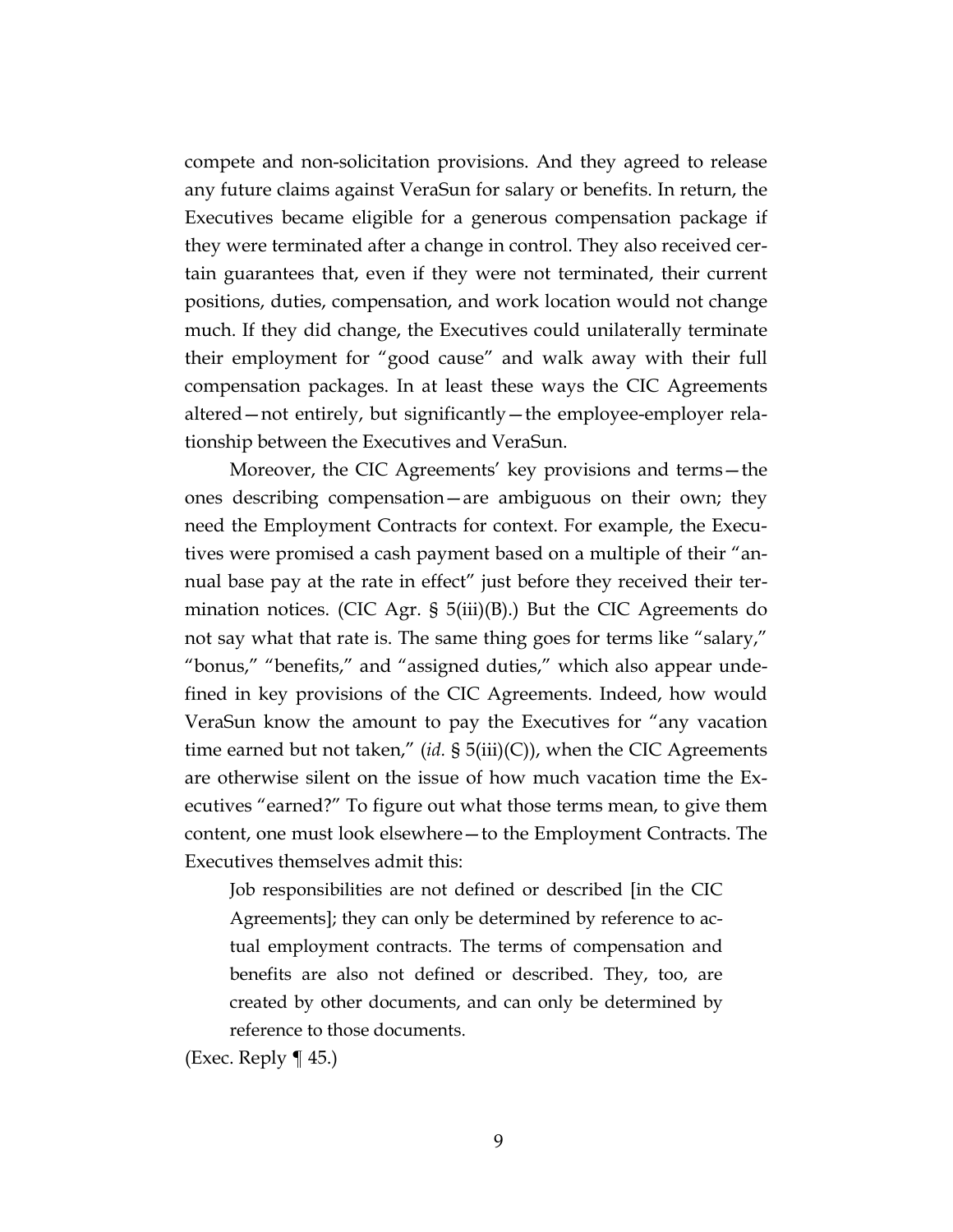compete and non-solicitation provisions. And they agreed to release any future claims against VeraSun for salary or benefits. In return, the Executives became eligible for a generous compensation package if they were terminated after a change in control. They also received certain guarantees that, even if they were not terminated, their current positions, duties, compensation, and work location would not change much. If they did change, the Executives could unilaterally terminate their employment for "good cause" and walk away with their full compensation packages. In at least these ways the CIC Agreements altered—not entirely, but significantly—the employee-employer relationship between the Executives and VeraSun.

Moreover, the CIC Agreements' key provisions and terms—the ones describing compensation—are ambiguous on their own; they need the Employment Contracts for context. For example, the Executives were promised a cash payment based on a multiple of their "annual base pay at the rate in effect" just before they received their termination notices. (CIC Agr. § 5(iii)(B).) But the CIC Agreements do not say what that rate is. The same thing goes for terms like "salary," "bonus," "benefits," and "assigned duties," which also appear undefined in key provisions of the CIC Agreements. Indeed, how would VeraSun know the amount to pay the Executives for "any vacation time earned but not taken," (*id.* § 5(iii)(C)), when the CIC Agreements are otherwise silent on the issue of how much vacation time the Executives "earned?" To figure out what those terms mean, to give them content, one must look elsewhere—to the Employment Contracts. The Executives themselves admit this:

> Job responsibilities are not defined or described [in the CIC Agreements]; they can only be determined by reference to actual employment contracts. The terms of compensation and benefits are also not defined or described. They, too, are created by other documents, and can only be determined by reference to those documents.

(Exec. Reply ¶ 45.)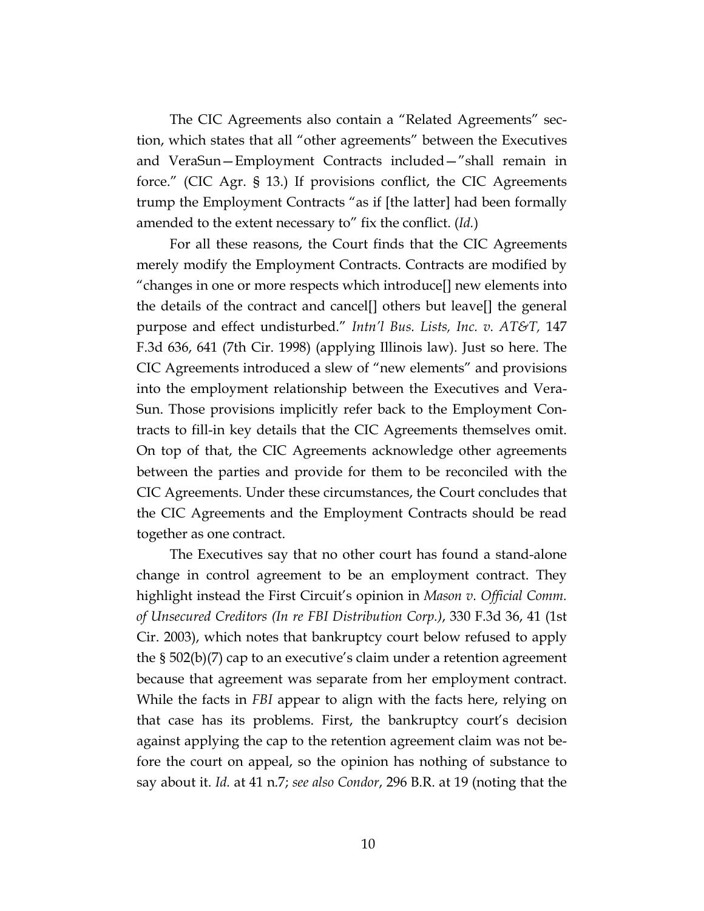The CIC Agreements also contain a "Related Agreements" section, which states that all "other agreements" between the Executives and VeraSun—Employment Contracts included—"shall remain in force." (CIC Agr. § 13.) If provisions conflict, the CIC Agreements trump the Employment Contracts "as if [the latter] had been formally amended to the extent necessary to" fix the conflict. (*Id.*)

For all these reasons, the Court finds that the CIC Agreements merely modify the Employment Contracts. Contracts are modified by "changes in one or more respects which introduce[] new elements into the details of the contract and cancel[] others but leave[] the general purpose and effect undisturbed." *Intn'l Bus. Lists, Inc. v. AT&T,* 147 F.3d 636, 641 (7th Cir. 1998) (applying Illinois law). Just so here. The CIC Agreements introduced a slew of "new elements" and provisions into the employment relationship between the Executives and VeraSun. Those provisions implicitly refer back to the Employment Contracts to fill-in key details that the CIC Agreements themselves omit. On top of that, the CIC Agreements acknowledge other agreements between the parties and provide for them to be reconciled with the CIC Agreements. Under these circumstances, the Court concludes that the CIC Agreements and the Employment Contracts should be read together as one contract.

The Executives say that no other court has found a stand-alone change in control agreement to be an employment contract. They highlight instead the First Circuit's opinion in *Mason v. Official Comm. of Unsecured Creditors (In re FBI Distribution Corp.)*, 330 F.3d 36, 41 (1st Cir. 2003), which notes that bankruptcy court below refused to apply the § 502(b)(7) cap to an executive's claim under a retention agreement because that agreement was separate from her employment contract. While the facts in *FBI* appear to align with the facts here, relying on that case has its problems. First, the bankruptcy court's decision against applying the cap to the retention agreement claim was not before the court on appeal, so the opinion has nothing of substance to say about it. *Id.* at 41 n.7; *see also Condor*, 296 B.R. at 19 (noting that the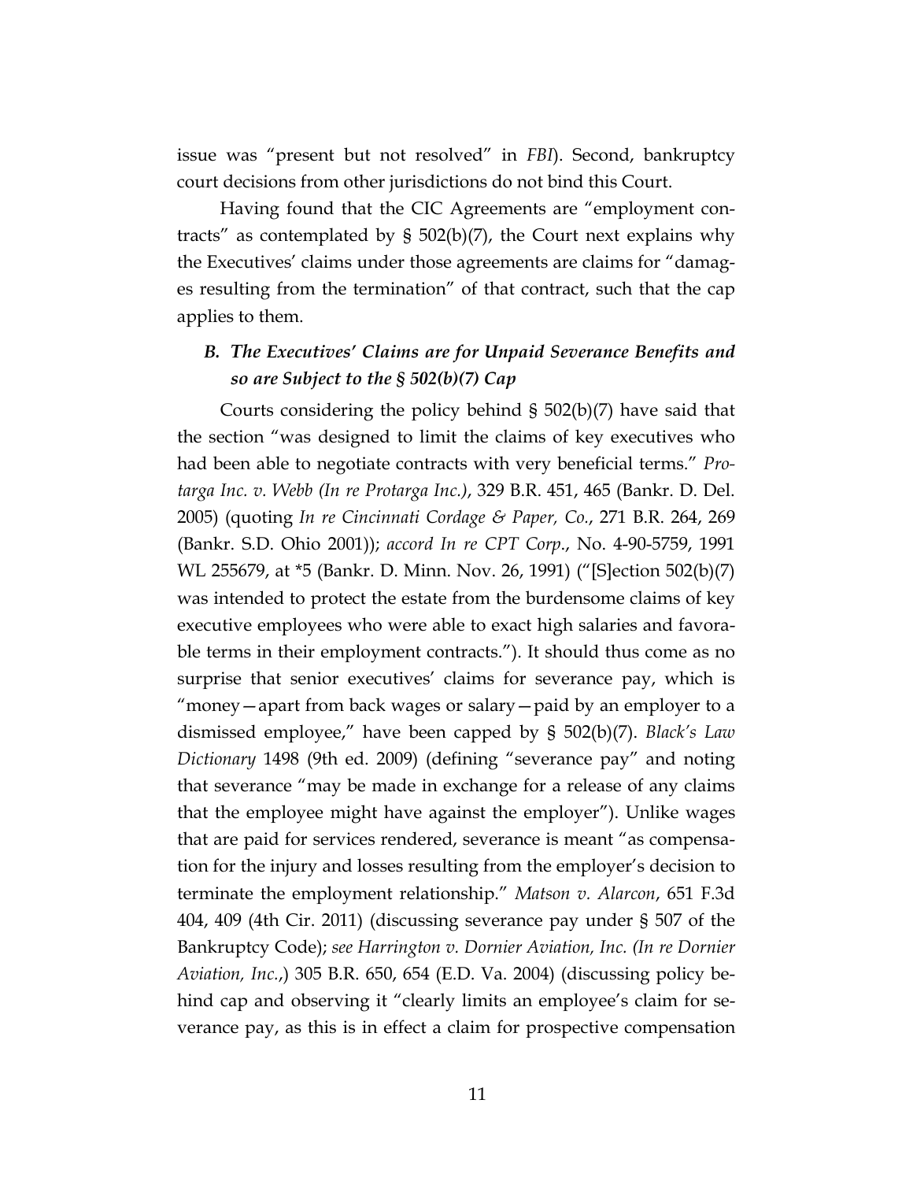issue was "present but not resolved" in *FBI*). Second, bankruptcy court decisions from other jurisdictions do not bind this Court.

Having found that the CIC Agreements are "employment contracts" as contemplated by § 502(b)(7), the Court next explains why the Executives' claims under those agreements are claims for "damages resulting from the termination" of that contract, such that the cap applies to them.

### *B. The Executives' Claims are for Unpaid Severance Benefits and so are Subject to the § 502(b)(7) Cap*

Courts considering the policy behind § 502(b)(7) have said that the section "was designed to limit the claims of key executives who had been able to negotiate contracts with very beneficial terms." *Protarga Inc. v. Webb (In re Protarga Inc.)*, 329 B.R. 451, 465 (Bankr. D. Del. 2005) (quoting *In re Cincinnati Cordage & Paper, Co.*, 271 B.R. 264, 269 (Bankr. S.D. Ohio 2001)); *accord In re CPT Corp.*, No. 4-90-5759, 1991 WL 255679, at *5 (Bankr. D. Minn. Nov. 26, 1991) ("[S]ection 502(b)(7) was intended to protect the estate from the burdensome claims of key executive employees who were able to exact high salaries and favorable terms in their employment contracts."). It should thus come as no surprise that senior executives' claims for severance pay, which is "money—apart from back wages or salary—paid by an employer to a dismissed employee," have been capped by § 502(b)(7). *Black's Law Dictionary* 1498 (9th ed. 2009) (defining "severance pay" and noting that severance "may be made in exchange for a release of any claims that the employee might have against the employer"). Unlike wages that are paid for services rendered, severance is meant "as compensation for the injury and losses resulting from the employer's decision to terminate the employment relationship." *Matson v. Alarcon*, 651 F.3d 404, 409 (4th Cir. 2011) (discussing severance pay under § 507 of the Bankruptcy Code); *see Harrington v. Dornier Aviation, Inc. (In re Dornier Aviation, Inc.*,) 305 B.R. 650, 654 (E.D. Va. 2004) (discussing policy behind cap and observing it "clearly limits an employee's claim for severance pay, as this is in effect a claim for prospective compensation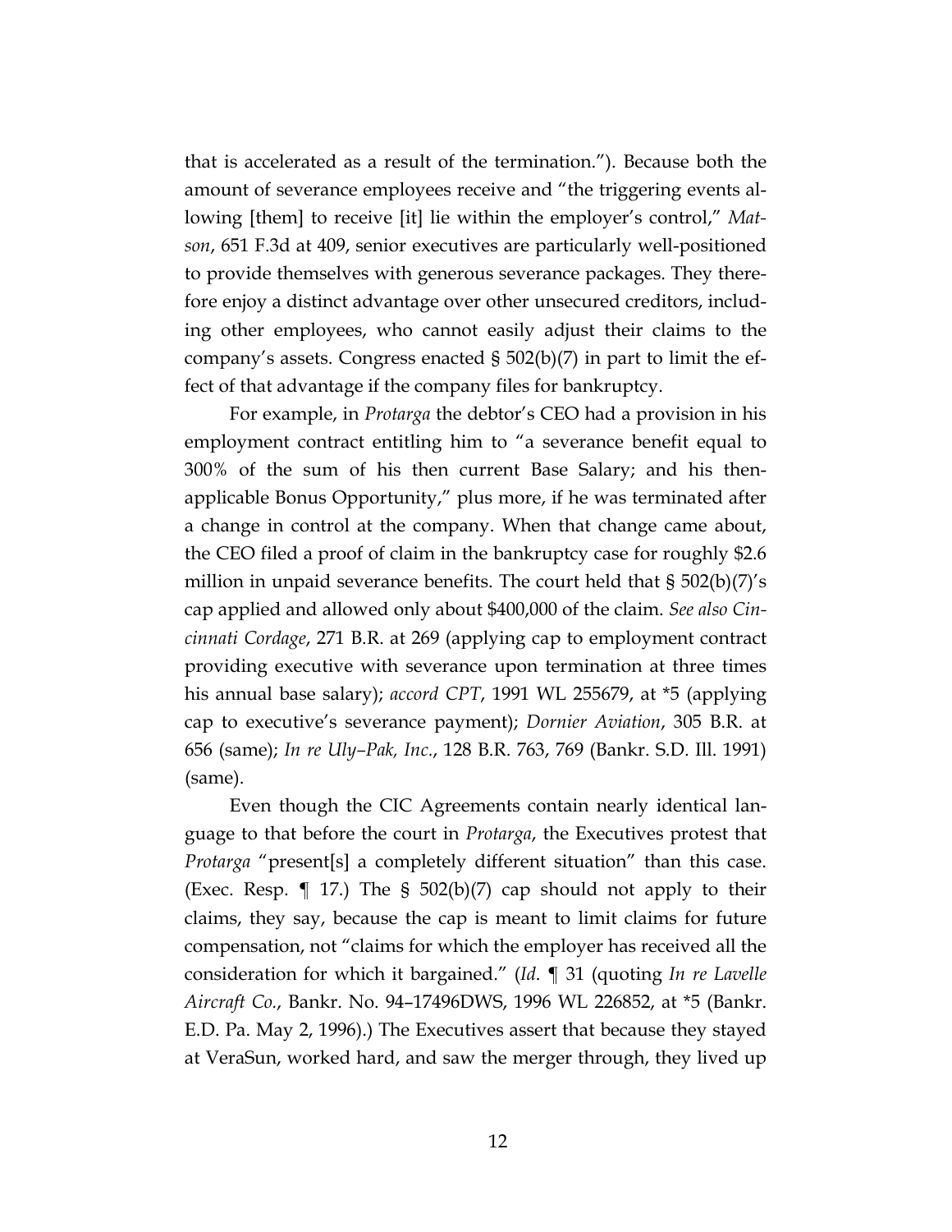that is accelerated as a result of the termination."). Because both the amount of severance employees receive and "the triggering events allowing [them] to receive [it] lie within the employer's control," *Matson*, 651 F.3d at 409, senior executives are particularly well-positioned to provide themselves with generous severance packages. They therefore enjoy a distinct advantage over other unsecured creditors, including other employees, who cannot easily adjust their claims to the company's assets. Congress enacted § 502(b)(7) in part to limit the effect of that advantage if the company files for bankruptcy.

For example, in *Protarga* the debtor's CEO had a provision in his employment contract entitling him to "a severance benefit equal to 300% of the sum of his then current Base Salary; and his then-applicable Bonus Opportunity," plus more, if he was terminated after a change in control at the company. When that change came about, the CEO filed a proof of claim in the bankruptcy case for roughly $2.6 million in unpaid severance benefits. The court held that § 502(b)(7)'s cap applied and allowed only about $400,000 of the claim. *See also Cincinnati Cordage*, 271 B.R. at 269 (applying cap to employment contract providing executive with severance upon termination at three times his annual base salary); *accord CPT*, 1991 WL 255679, at *5 (applying cap to executive's severance payment); *Dornier Aviation*, 305 B.R. at 656 (same); *In re Uly–Pak, Inc.*, 128 B.R. 763, 769 (Bankr. S.D. Ill. 1991) (same).

Even though the CIC Agreements contain nearly identical language to that before the court in *Protarga*, the Executives protest that *Protarga* "present[s] a completely different situation" than this case. (Exec. Resp. ¶ 17.) The § 502(b)(7) cap should not apply to their claims, they say, because the cap is meant to limit claims for future compensation, not "claims for which the employer has received all the consideration for which it bargained." (*Id*. ¶ 31 (quoting *In re Lavelle Aircraft Co.*, Bankr. No. 94–17496DWS, 1996 WL 226852, at *5 (Bankr. E.D. Pa. May 2, 1996).) The Executives assert that because they stayed at VeraSun, worked hard, and saw the merger through, they lived up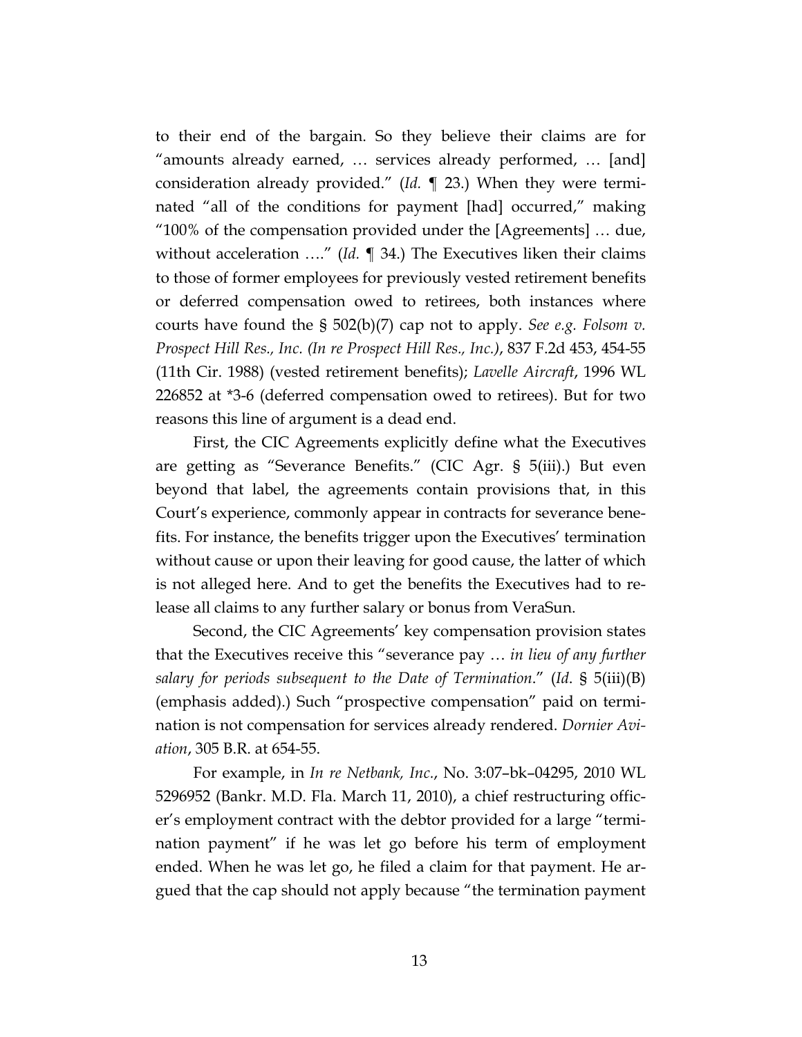to their end of the bargain. So they believe their claims are for "amounts already earned, … services already performed, … [and] consideration already provided." (*Id.* ¶ 23.) When they were terminated "all of the conditions for payment [had] occurred," making "100% of the compensation provided under the [Agreements] … due, without acceleration …." (*Id.* ¶ 34.) The Executives liken their claims to those of former employees for previously vested retirement benefits or deferred compensation owed to retirees, both instances where courts have found the § 502(b)(7) cap not to apply. *See e.g. Folsom v. Prospect Hill Res., Inc. (In re Prospect Hill Res., Inc.)*, 837 F.2d 453, 454-55 (11th Cir. 1988) (vested retirement benefits); *Lavelle Aircraft*, 1996 WL 226852 at *3-6 (deferred compensation owed to retirees). But for two reasons this line of argument is a dead end.

First, the CIC Agreements explicitly define what the Executives are getting as "Severance Benefits." (CIC Agr. § 5(iii).) But even beyond that label, the agreements contain provisions that, in this Court's experience, commonly appear in contracts for severance benefits. For instance, the benefits trigger upon the Executives' termination without cause or upon their leaving for good cause, the latter of which is not alleged here. And to get the benefits the Executives had to release all claims to any further salary or bonus from VeraSun.

Second, the CIC Agreements' key compensation provision states that the Executives receive this "severance pay … *in lieu of any further salary for periods subsequent to the Date of Termination*." (*Id.* § 5(iii)(B) (emphasis added).) Such "prospective compensation" paid on termination is not compensation for services already rendered. *Dornier Aviation*, 305 B.R. at 654-55.

For example, in *In re Netbank, Inc.*, No. 3:07–bk–04295, 2010 WL 5296952 (Bankr. M.D. Fla. March 11, 2010), a chief restructuring officer's employment contract with the debtor provided for a large "termination payment" if he was let go before his term of employment ended. When he was let go, he filed a claim for that payment. He argued that the cap should not apply because "the termination payment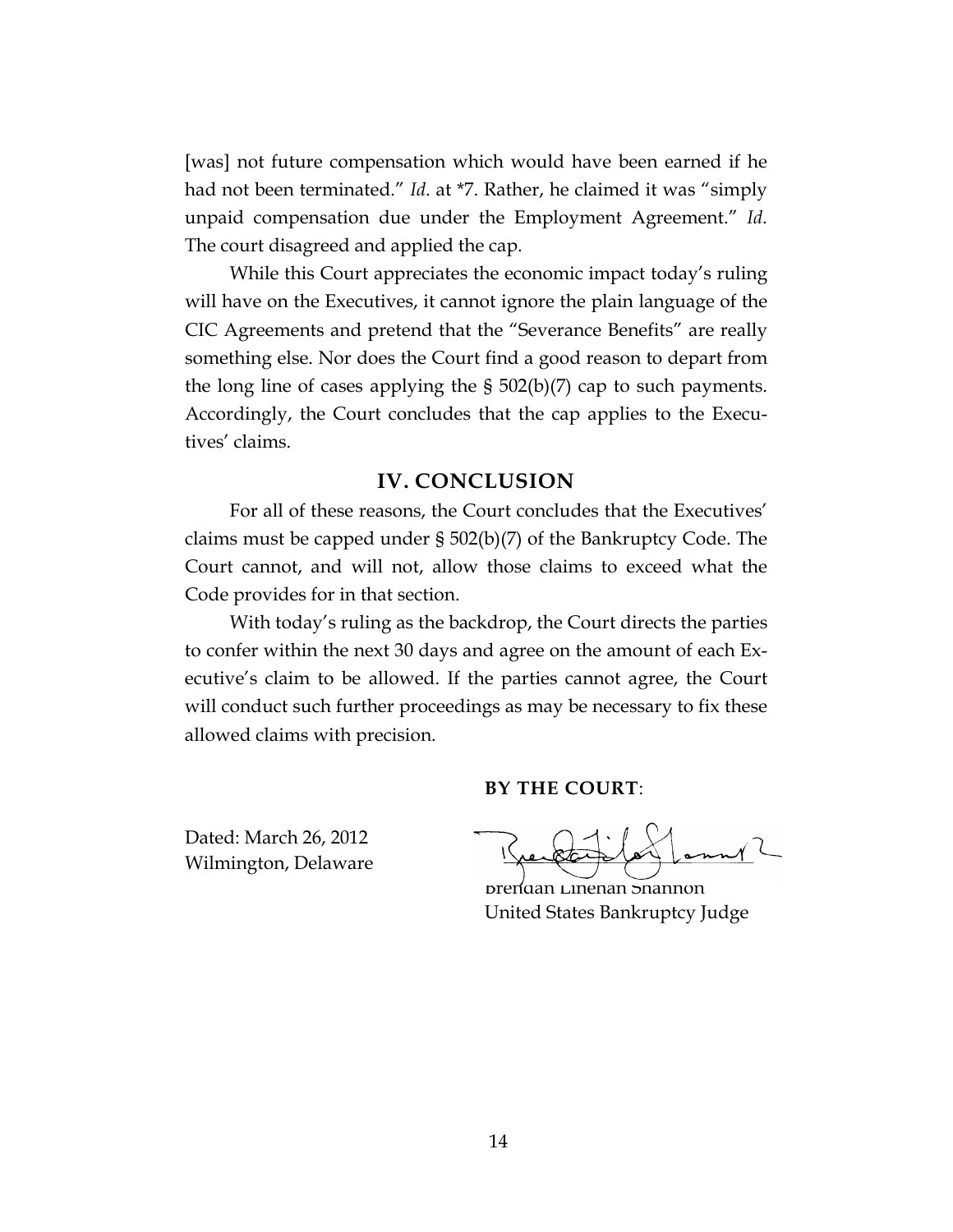[was] not future compensation which would have been earned if he had not been terminated." *Id*. at *7. Rather, he claimed it was "simply unpaid compensation due under the Employment Agreement." *Id*. The court disagreed and applied the cap.

While this Court appreciates the economic impact today's ruling will have on the Executives, it cannot ignore the plain language of the CIC Agreements and pretend that the "Severance Benefits" are really something else. Nor does the Court find a good reason to depart from the long line of cases applying the § 502(b)(7) cap to such payments. Accordingly, the Court concludes that the cap applies to the Executives' claims.

## IV. CONCLUSION

For all of these reasons, the Court concludes that the Executives' claims must be capped under § 502(b)(7) of the Bankruptcy Code. The Court cannot, and will not, allow those claims to exceed what the Code provides for in that section.

With today's ruling as the backdrop, the Court directs the parties to confer within the next 30 days and agree on the amount of each Executive's claim to be allowed. If the parties cannot agree, the Court will conduct such further proceedings as may be necessary to fix these allowed claims with precision.

**BY THE COURT**:

Dated: March 26, 2012
Wilmington, Delaware

Brendan Linehan Shannon
United States Bankruptcy Judge